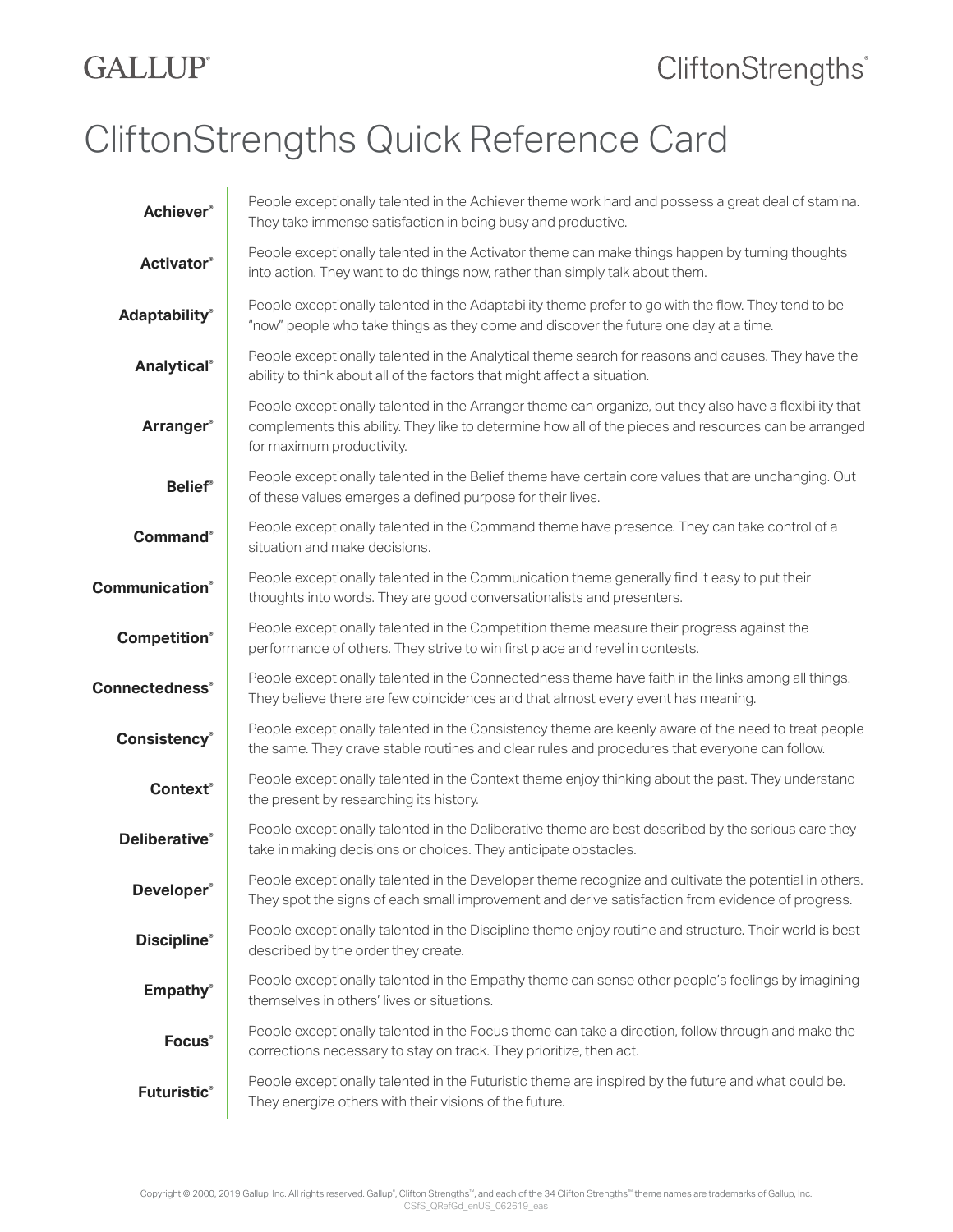GALLUP®

CliftonStrengths®

# CliftonStrengths Quick Reference Card

| | |
|---|---|
| **Achiever®** | People exceptionally talented in the Achiever theme work hard and possess a great deal of stamina. They take immense satisfaction in being busy and productive. |
| **Activator®** | People exceptionally talented in the Activator theme can make things happen by turning thoughts into action. They want to do things now, rather than simply talk about them. |
| **Adaptability®** | People exceptionally talented in the Adaptability theme prefer to go with the flow. They tend to be "now" people who take things as they come and discover the future one day at a time. |
| **Analytical®** | People exceptionally talented in the Analytical theme search for reasons and causes. They have the ability to think about all of the factors that might affect a situation. |
| **Arranger®** | People exceptionally talented in the Arranger theme can organize, but they also have a flexibility that complements this ability. They like to determine how all of the pieces and resources can be arranged for maximum productivity. |
| **Belief®** | People exceptionally talented in the Belief theme have certain core values that are unchanging. Out of these values emerges a defined purpose for their lives. |
| **Command®** | People exceptionally talented in the Command theme have presence. They can take control of a situation and make decisions. |
| **Communication®** | People exceptionally talented in the Communication theme generally find it easy to put their thoughts into words. They are good conversationalists and presenters. |
| **Competition®** | People exceptionally talented in the Competition theme measure their progress against the performance of others. They strive to win first place and revel in contests. |
| **Connectedness®** | People exceptionally talented in the Connectedness theme have faith in the links among all things. They believe there are few coincidences and that almost every event has meaning. |
| **Consistency®** | People exceptionally talented in the Consistency theme are keenly aware of the need to treat people the same. They crave stable routines and clear rules and procedures that everyone can follow. |
| **Context®** | People exceptionally talented in the Context theme enjoy thinking about the past. They understand the present by researching its history. |
| **Deliberative®** | People exceptionally talented in the Deliberative theme are best described by the serious care they take in making decisions or choices. They anticipate obstacles. |
| **Developer®** | People exceptionally talented in the Developer theme recognize and cultivate the potential in others. They spot the signs of each small improvement and derive satisfaction from evidence of progress. |
| **Discipline®** | People exceptionally talented in the Discipline theme enjoy routine and structure. Their world is best described by the order they create. |
| **Empathy®** | People exceptionally talented in the Empathy theme can sense other people's feelings by imagining themselves in others' lives or situations. |
| **Focus®** | People exceptionally talented in the Focus theme can take a direction, follow through and make the corrections necessary to stay on track. They prioritize, then act. |
| **Futuristic®** | People exceptionally talented in the Futuristic theme are inspired by the future and what could be. They energize others with their visions of the future. |

Copyright © 2000, 2019 Gallup, Inc. All rights reserved. Gallup®, Clifton Strengths™, and each of the 34 Clifton Strengths™ theme names are trademarks of Gallup, Inc.
CSfS_QRefGd_enUS_062619_eas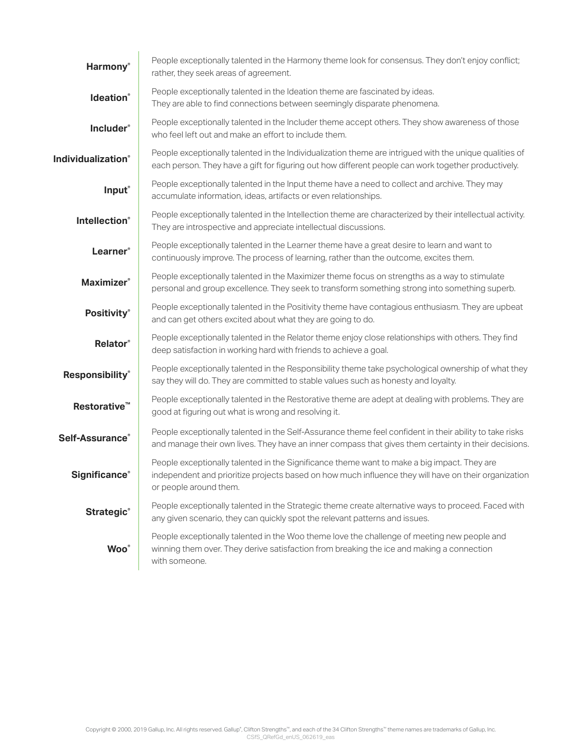**Harmony®** People exceptionally talented in the Harmony theme look for consensus. They don't enjoy conflict; rather, they seek areas of agreement.

**Ideation®** People exceptionally talented in the Ideation theme are fascinated by ideas. They are able to find connections between seemingly disparate phenomena.

**Includer®** People exceptionally talented in the Includer theme accept others. They show awareness of those who feel left out and make an effort to include them.

**Individualization®** People exceptionally talented in the Individualization theme are intrigued with the unique qualities of each person. They have a gift for figuring out how different people can work together productively.

**Input®** People exceptionally talented in the Input theme have a need to collect and archive. They may accumulate information, ideas, artifacts or even relationships.

**Intellection®** People exceptionally talented in the Intellection theme are characterized by their intellectual activity. They are introspective and appreciate intellectual discussions.

**Learner®** People exceptionally talented in the Learner theme have a great desire to learn and want to continuously improve. The process of learning, rather than the outcome, excites them.

**Maximizer®** People exceptionally talented in the Maximizer theme focus on strengths as a way to stimulate personal and group excellence. They seek to transform something strong into something superb.

**Positivity®** People exceptionally talented in the Positivity theme have contagious enthusiasm. They are upbeat and can get others excited about what they are going to do.

**Relator®** People exceptionally talented in the Relator theme enjoy close relationships with others. They find deep satisfaction in working hard with friends to achieve a goal.

**Responsibility®** People exceptionally talented in the Responsibility theme take psychological ownership of what they say they will do. They are committed to stable values such as honesty and loyalty.

**Restorative™** People exceptionally talented in the Restorative theme are adept at dealing with problems. They are good at figuring out what is wrong and resolving it.

**Self-Assurance®** People exceptionally talented in the Self-Assurance theme feel confident in their ability to take risks and manage their own lives. They have an inner compass that gives them certainty in their decisions.

**Significance®** People exceptionally talented in the Significance theme want to make a big impact. They are independent and prioritize projects based on how much influence they will have on their organization or people around them.

**Strategic®** People exceptionally talented in the Strategic theme create alternative ways to proceed. Faced with any given scenario, they can quickly spot the relevant patterns and issues.

**Woo®** People exceptionally talented in the Woo theme love the challenge of meeting new people and winning them over. They derive satisfaction from breaking the ice and making a connection with someone.

Copyright © 2000, 2019 Gallup, Inc. All rights reserved. Gallup®, CliftonStrengths™, and each of the 34 CliftonStrengths™ theme names are trademarks of Gallup, Inc.
CSfS_QRefGd_enUS_062619_eas